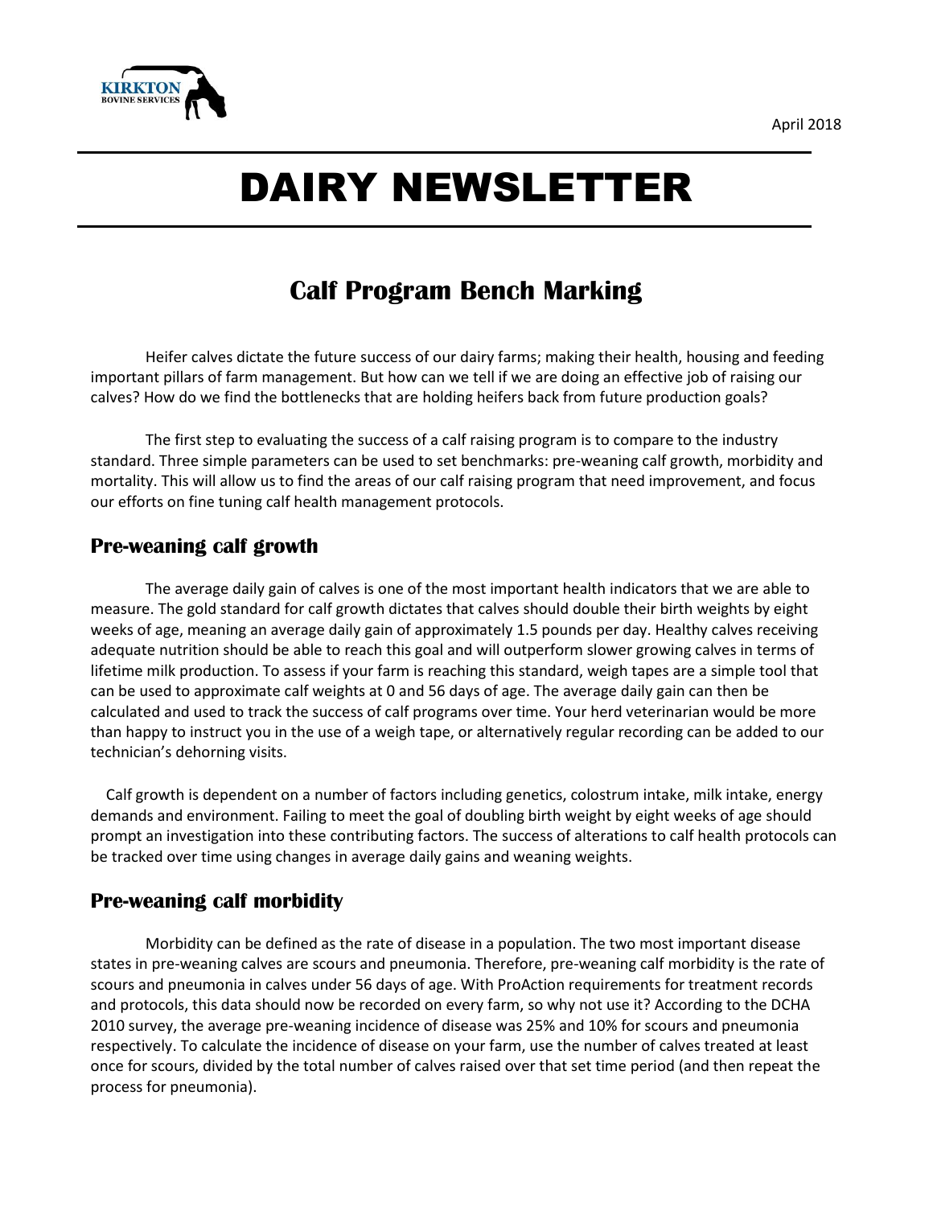April 2018

# DAIRY NEWSLETTER

## Calf Program Bench Marking

Heifer calves dictate the future success of our dairy farms; making their health, housing and feeding important pillars of farm management. But how can we tell if we are doing an effective job of raising our calves? How do we find the bottlenecks that are holding heifers back from future production goals?

The first step to evaluating the success of a calf raising program is to compare to the industry standard. Three simple parameters can be used to set benchmarks: pre-weaning calf growth, morbidity and mortality. This will allow us to find the areas of our calf raising program that need improvement, and focus our efforts on fine tuning calf health management protocols.

### Pre-weaning calf growth

The average daily gain of calves is one of the most important health indicators that we are able to measure. The gold standard for calf growth dictates that calves should double their birth weights by eight weeks of age, meaning an average daily gain of approximately 1.5 pounds per day. Healthy calves receiving adequate nutrition should be able to reach this goal and will outperform slower growing calves in terms of lifetime milk production. To assess if your farm is reaching this standard, weigh tapes are a simple tool that can be used to approximate calf weights at 0 and 56 days of age. The average daily gain can then be calculated and used to track the success of calf programs over time. Your herd veterinarian would be more than happy to instruct you in the use of a weigh tape, or alternatively regular recording can be added to our technician's dehorning visits.

Calf growth is dependent on a number of factors including genetics, colostrum intake, milk intake, energy demands and environment. Failing to meet the goal of doubling birth weight by eight weeks of age should prompt an investigation into these contributing factors. The success of alterations to calf health protocols can be tracked over time using changes in average daily gains and weaning weights.

### Pre-weaning calf morbidity

Morbidity can be defined as the rate of disease in a population. The two most important disease states in pre-weaning calves are scours and pneumonia. Therefore, pre-weaning calf morbidity is the rate of scours and pneumonia in calves under 56 days of age. With ProAction requirements for treatment records and protocols, this data should now be recorded on every farm, so why not use it? According to the DCHA 2010 survey, the average pre-weaning incidence of disease was 25% and 10% for scours and pneumonia respectively. To calculate the incidence of disease on your farm, use the number of calves treated at least once for scours, divided by the total number of calves raised over that set time period (and then repeat the process for pneumonia).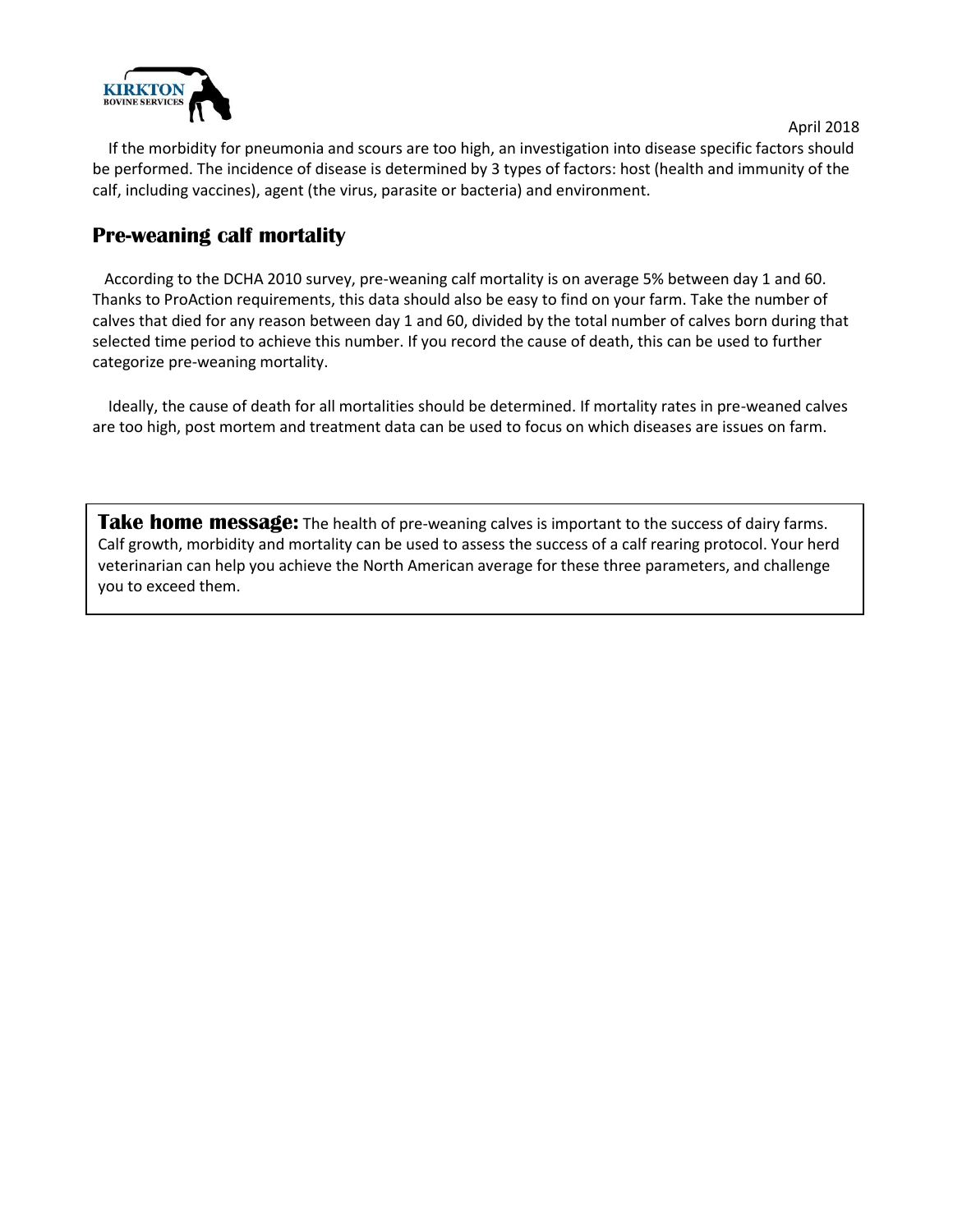If the morbidity for pneumonia and scours are too high, an investigation into disease specific factors should be performed. The incidence of disease is determined by 3 types of factors: host (health and immunity of the calf, including vaccines), agent (the virus, parasite or bacteria) and environment.

## Pre-weaning calf mortality

According to the DCHA 2010 survey, pre-weaning calf mortality is on average 5% between day 1 and 60. Thanks to ProAction requirements, this data should also be easy to find on your farm. Take the number of calves that died for any reason between day 1 and 60, divided by the total number of calves born during that selected time period to achieve this number. If you record the cause of death, this can be used to further categorize pre-weaning mortality.

Ideally, the cause of death for all mortalities should be determined. If mortality rates in pre-weaned calves are too high, post mortem and treatment data can be used to focus on which diseases are issues on farm.

**Take home message:** The health of pre-weaning calves is important to the success of dairy farms. Calf growth, morbidity and mortality can be used to assess the success of a calf rearing protocol. Your herd veterinarian can help you achieve the North American average for these three parameters, and challenge you to exceed them.